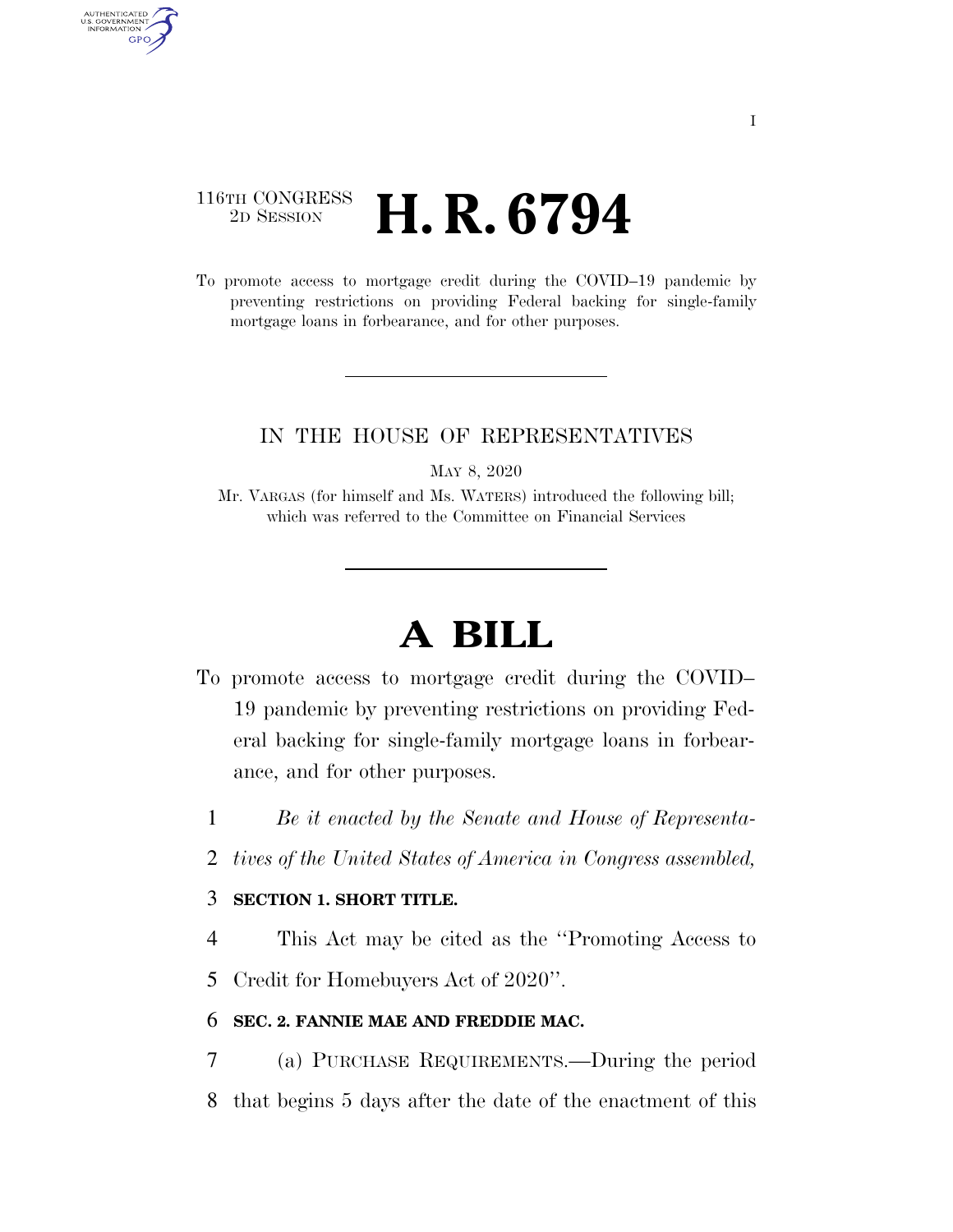116TH CONGRESS
2D SESSION

# H. R. 6794

To promote access to mortgage credit during the COVID–19 pandemic by preventing restrictions on providing Federal backing for single-family mortgage loans in forbearance, and for other purposes.

IN THE HOUSE OF REPRESENTATIVES

MAY 8, 2020

Mr. VARGAS (for himself and Ms. WATERS) introduced the following bill; which was referred to the Committee on Financial Services

# A BILL

To promote access to mortgage credit during the COVID–19 pandemic by preventing restrictions on providing Federal backing for single-family mortgage loans in forbearance, and for other purposes.

1 *Be it enacted by the Senate and House of Representa-*
2 *tives of the United States of America in Congress assembled,*

3 **SECTION 1. SHORT TITLE.**

4 This Act may be cited as the ''Promoting Access to
5 Credit for Homebuyers Act of 2020''.

6 **SEC. 2. FANNIE MAE AND FREDDIE MAC.**

7 (a) PURCHASE REQUIREMENTS.—During the period
8 that begins 5 days after the date of the enactment of this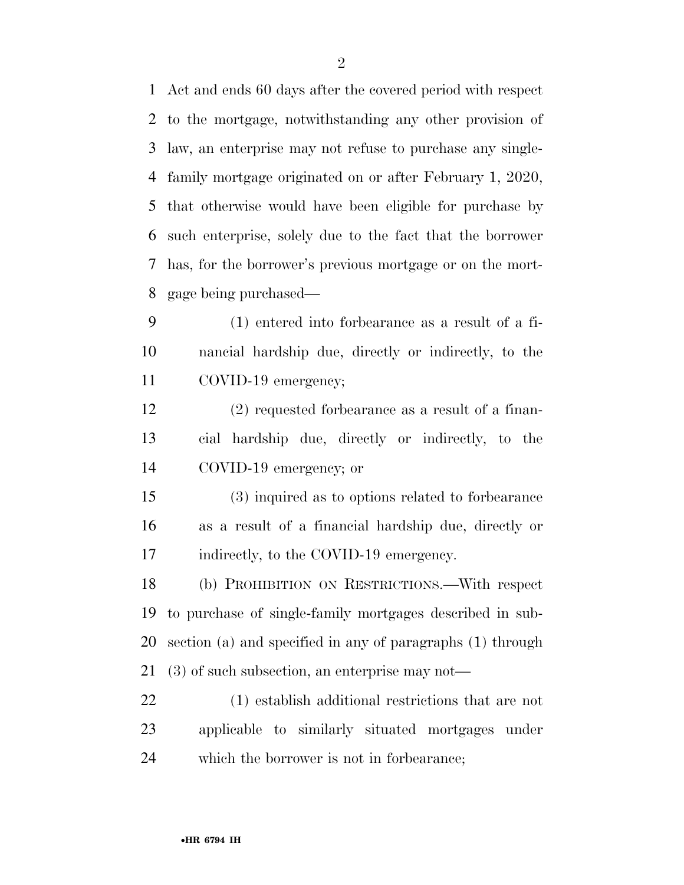Act and ends 60 days after the covered period with respect to the mortgage, notwithstanding any other provision of law, an enterprise may not refuse to purchase any single-family mortgage originated on or after February 1, 2020, that otherwise would have been eligible for purchase by such enterprise, solely due to the fact that the borrower has, for the borrower's previous mortgage or on the mortgage being purchased—

(1) entered into forbearance as a result of a financial hardship due, directly or indirectly, to the COVID-19 emergency;

(2) requested forbearance as a result of a financial hardship due, directly or indirectly, to the COVID-19 emergency; or

(3) inquired as to options related to forbearance as a result of a financial hardship due, directly or indirectly, to the COVID-19 emergency.

(b) PROHIBITION ON RESTRICTIONS.—With respect to purchase of single-family mortgages described in subsection (a) and specified in any of paragraphs (1) through (3) of such subsection, an enterprise may not—

(1) establish additional restrictions that are not applicable to similarly situated mortgages under which the borrower is not in forbearance;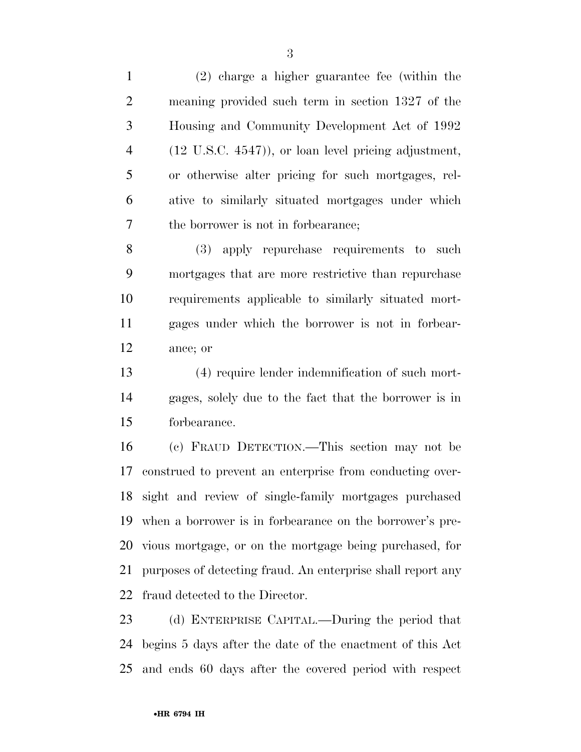(2) charge a higher guarantee fee (within the meaning provided such term in section 1327 of the Housing and Community Development Act of 1992 (12 U.S.C. 4547)), or loan level pricing adjustment, or otherwise alter pricing for such mortgages, relative to similarly situated mortgages under which the borrower is not in forbearance;

(3) apply repurchase requirements to such mortgages that are more restrictive than repurchase requirements applicable to similarly situated mortgages under which the borrower is not in forbearance; or

(4) require lender indemnification of such mortgages, solely due to the fact that the borrower is in forbearance.

(c) FRAUD DETECTION.—This section may not be construed to prevent an enterprise from conducting oversight and review of single-family mortgages purchased when a borrower is in forbearance on the borrower's previous mortgage, or on the mortgage being purchased, for purposes of detecting fraud. An enterprise shall report any fraud detected to the Director.

(d) ENTERPRISE CAPITAL.—During the period that begins 5 days after the date of the enactment of this Act and ends 60 days after the covered period with respect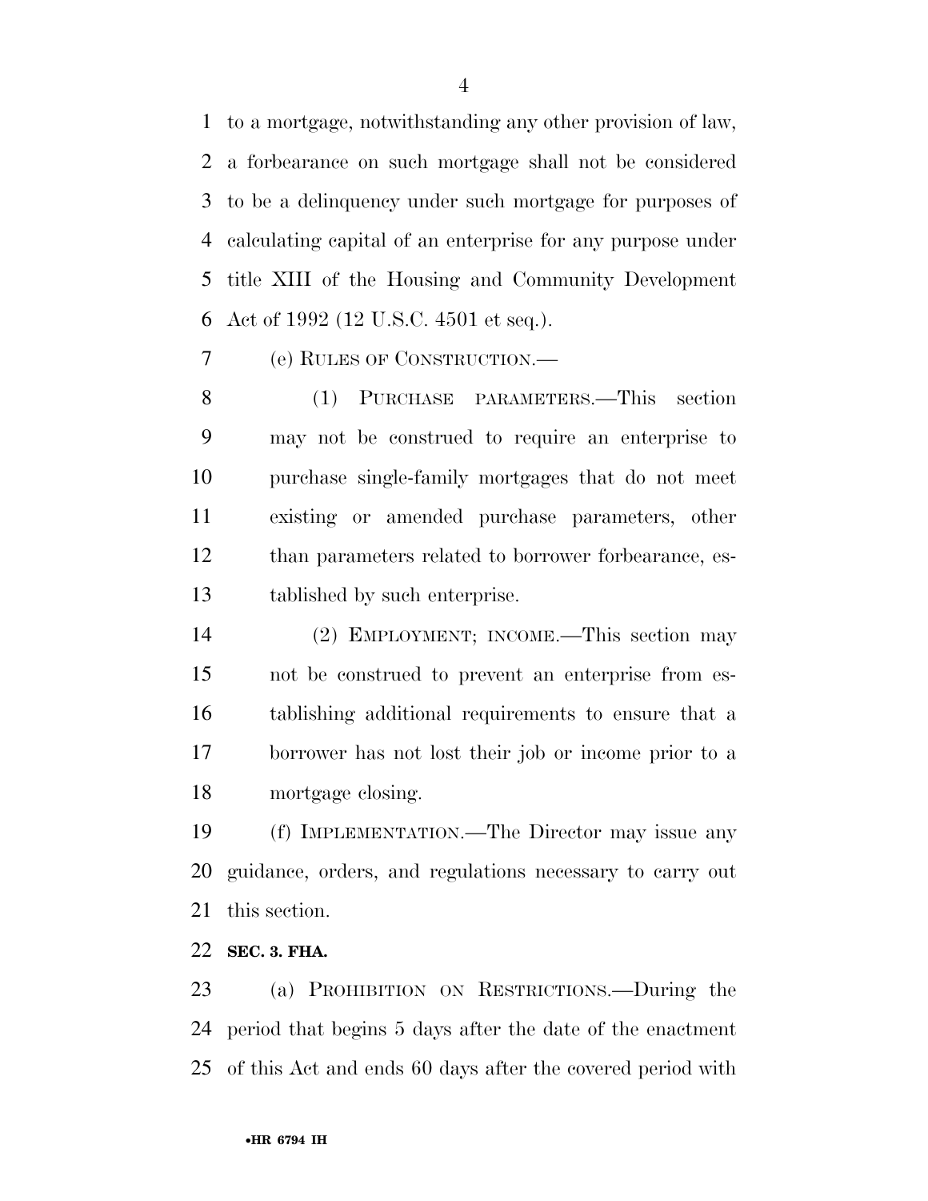to a mortgage, notwithstanding any other provision of law, a forbearance on such mortgage shall not be considered to be a delinquency under such mortgage for purposes of calculating capital of an enterprise for any purpose under title XIII of the Housing and Community Development Act of 1992 (12 U.S.C. 4501 et seq.).

(e) RULES OF CONSTRUCTION.—

(1) PURCHASE PARAMETERS.—This section may not be construed to require an enterprise to purchase single-family mortgages that do not meet existing or amended purchase parameters, other than parameters related to borrower forbearance, established by such enterprise.

(2) EMPLOYMENT; INCOME.—This section may not be construed to prevent an enterprise from establishing additional requirements to ensure that a borrower has not lost their job or income prior to a mortgage closing.

(f) IMPLEMENTATION.—The Director may issue any guidance, orders, and regulations necessary to carry out this section.

**SEC. 3. FHA.**

(a) PROHIBITION ON RESTRICTIONS.—During the period that begins 5 days after the date of the enactment of this Act and ends 60 days after the covered period with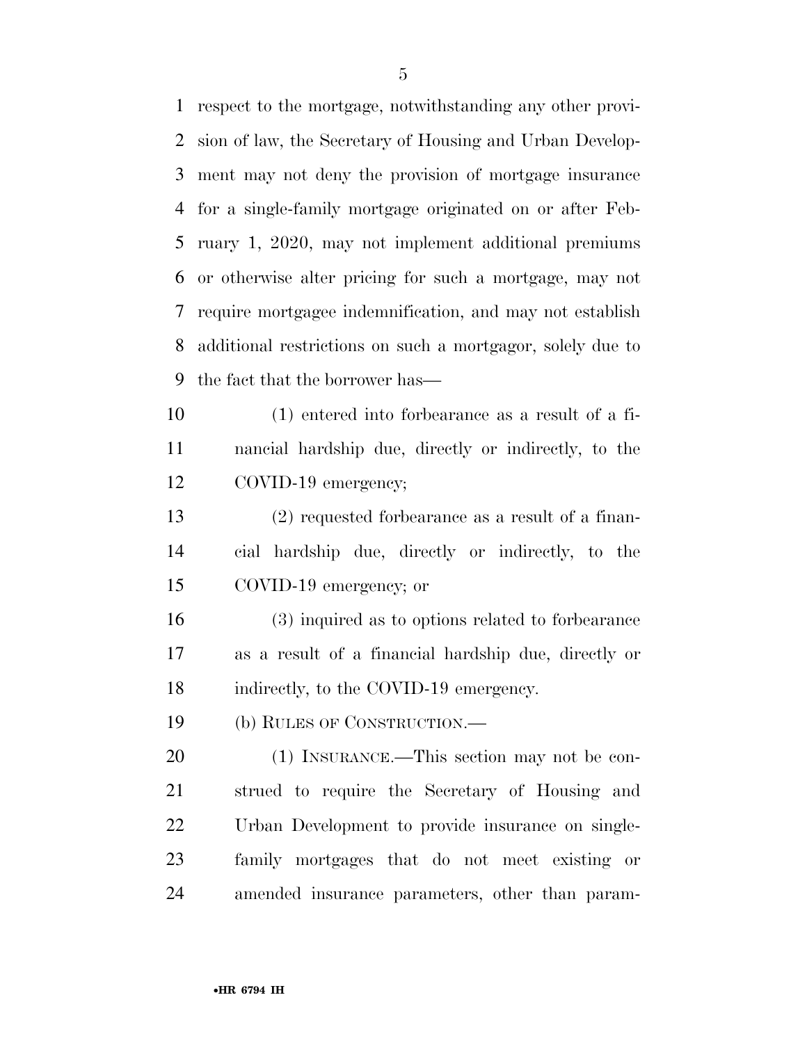respect to the mortgage, notwithstanding any other provision of law, the Secretary of Housing and Urban Development may not deny the provision of mortgage insurance for a single-family mortgage originated on or after February 1, 2020, may not implement additional premiums or otherwise alter pricing for such a mortgage, may not require mortgagee indemnification, and may not establish additional restrictions on such a mortgagor, solely due to the fact that the borrower has—

(1) entered into forbearance as a result of a financial hardship due, directly or indirectly, to the COVID-19 emergency;

(2) requested forbearance as a result of a financial hardship due, directly or indirectly, to the COVID-19 emergency; or

(3) inquired as to options related to forbearance as a result of a financial hardship due, directly or indirectly, to the COVID-19 emergency.

(b) RULES OF CONSTRUCTION.—

(1) INSURANCE.—This section may not be construed to require the Secretary of Housing and Urban Development to provide insurance on single-family mortgages that do not meet existing or amended insurance parameters, other than param-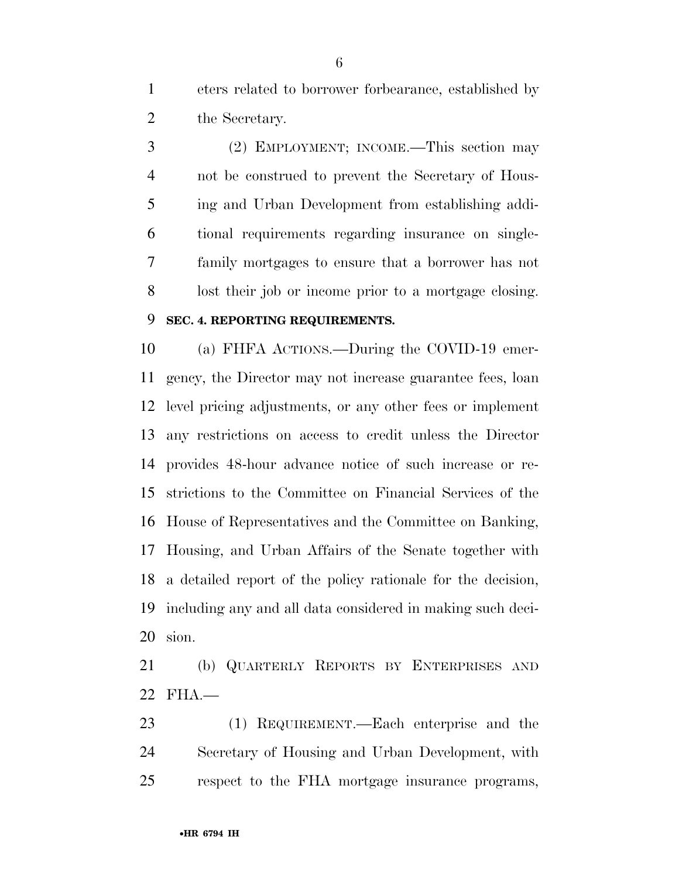eters related to borrower forbearance, established by the Secretary.

(2) EMPLOYMENT; INCOME.—This section may not be construed to prevent the Secretary of Housing and Urban Development from establishing additional requirements regarding insurance on single-family mortgages to ensure that a borrower has not lost their job or income prior to a mortgage closing.

**SEC. 4. REPORTING REQUIREMENTS.**

(a) FHFA ACTIONS.—During the COVID-19 emergency, the Director may not increase guarantee fees, loan level pricing adjustments, or any other fees or implement any restrictions on access to credit unless the Director provides 48-hour advance notice of such increase or restrictions to the Committee on Financial Services of the House of Representatives and the Committee on Banking, Housing, and Urban Affairs of the Senate together with a detailed report of the policy rationale for the decision, including any and all data considered in making such decision.

(b) QUARTERLY REPORTS BY ENTERPRISES AND FHA.—

(1) REQUIREMENT.—Each enterprise and the Secretary of Housing and Urban Development, with respect to the FHA mortgage insurance programs,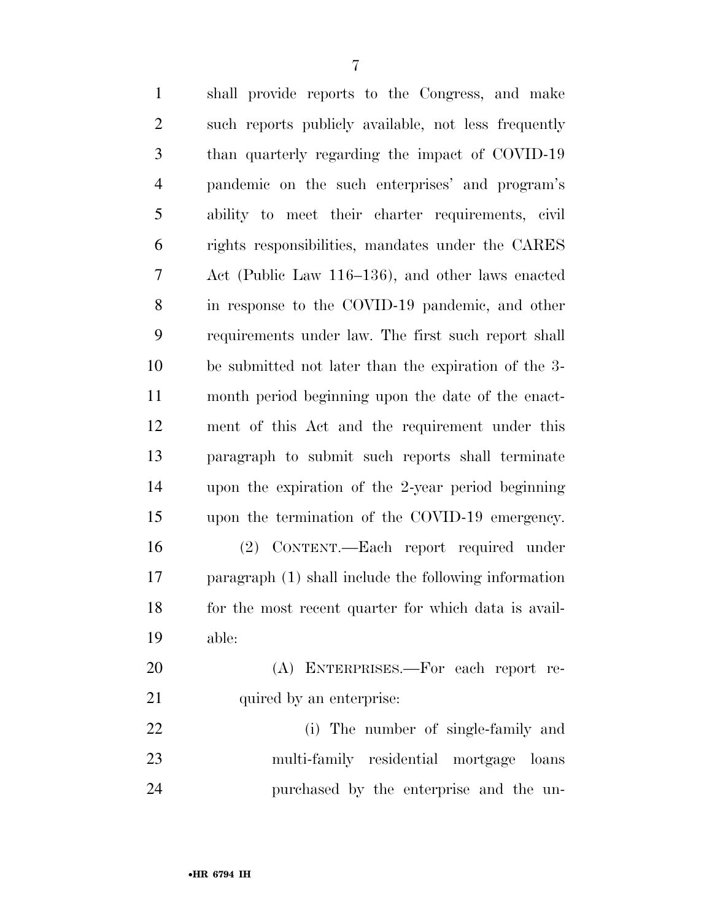shall provide reports to the Congress, and make such reports publicly available, not less frequently than quarterly regarding the impact of COVID-19 pandemic on the such enterprises' and program's ability to meet their charter requirements, civil rights responsibilities, mandates under the CARES Act (Public Law 116–136), and other laws enacted in response to the COVID-19 pandemic, and other requirements under law. The first such report shall be submitted not later than the expiration of the 3-month period beginning upon the date of the enactment of this Act and the requirement under this paragraph to submit such reports shall terminate upon the expiration of the 2-year period beginning upon the termination of the COVID-19 emergency.

(2) CONTENT.—Each report required under paragraph (1) shall include the following information for the most recent quarter for which data is available:

(A) ENTERPRISES.—For each report required by an enterprise:

(i) The number of single-family and multi-family residential mortgage loans purchased by the enterprise and the un-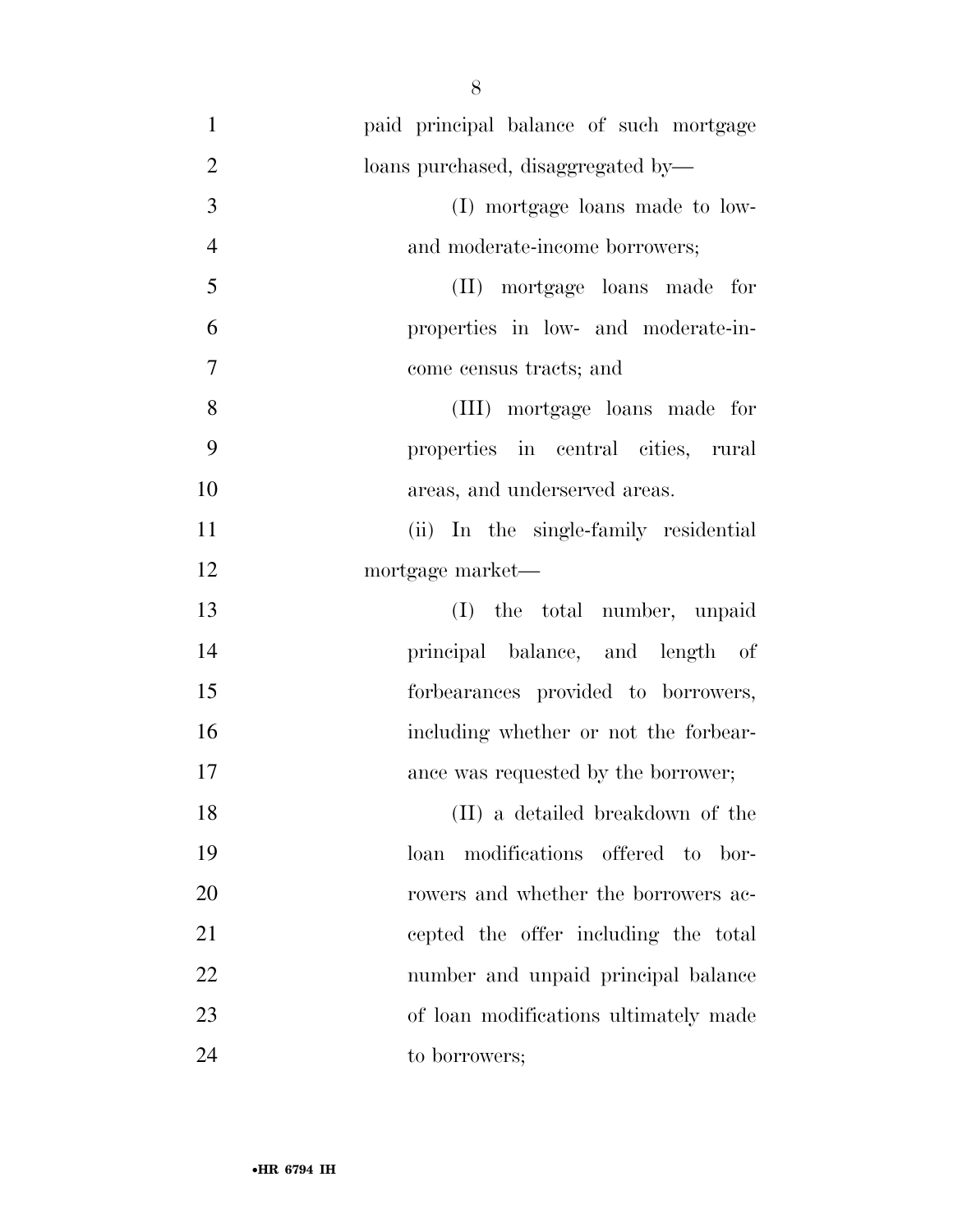paid principal balance of such mortgage loans purchased, disaggregated by—

(I) mortgage loans made to low- and moderate-income borrowers;

(II) mortgage loans made for properties in low- and moderate-income census tracts; and

(III) mortgage loans made for properties in central cities, rural areas, and underserved areas.

(ii) In the single-family residential mortgage market—

(I) the total number, unpaid principal balance, and length of forbearances provided to borrowers, including whether or not the forbearance was requested by the borrower;

(II) a detailed breakdown of the loan modifications offered to borrowers and whether the borrowers accepted the offer including the total number and unpaid principal balance of loan modifications ultimately made to borrowers;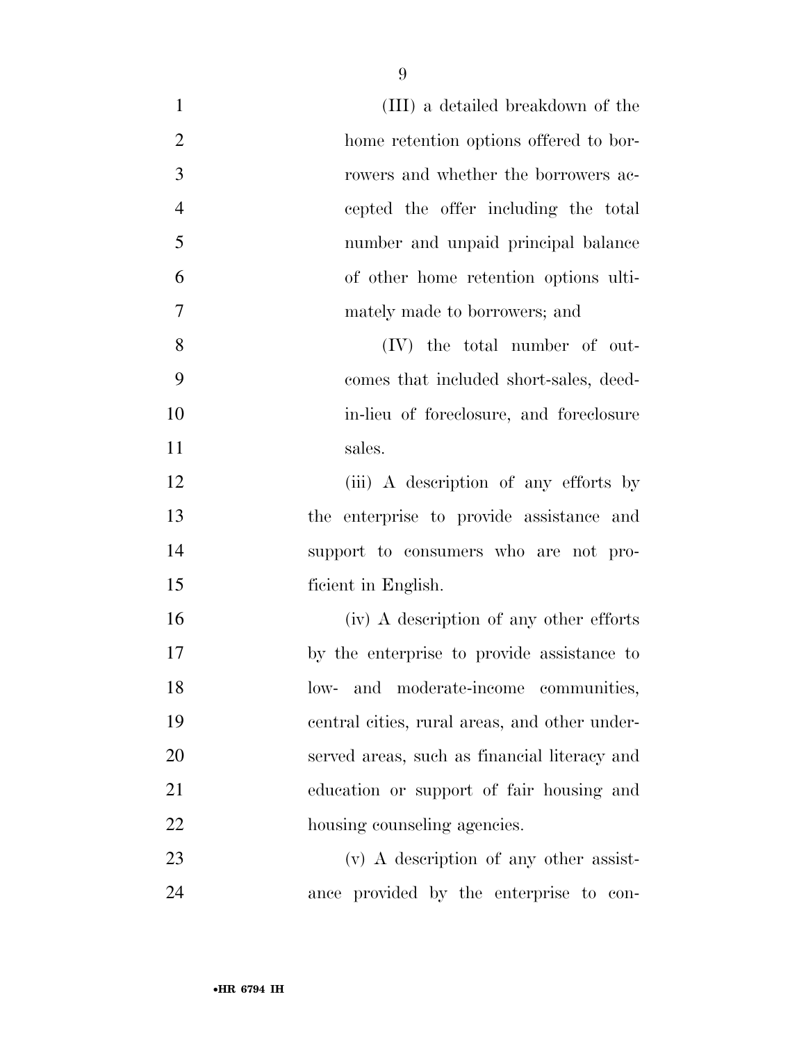(III) a detailed breakdown of the home retention options offered to borrowers and whether the borrowers accepted the offer including the total number and unpaid principal balance of other home retention options ultimately made to borrowers; and

(IV) the total number of outcomes that included short-sales, deed-in-lieu of foreclosure, and foreclosure sales.

(iii) A description of any efforts by the enterprise to provide assistance and support to consumers who are not proficient in English.

(iv) A description of any other efforts by the enterprise to provide assistance to low- and moderate-income communities, central cities, rural areas, and other underserved areas, such as financial literacy and education or support of fair housing and housing counseling agencies.

(v) A description of any other assistance provided by the enterprise to con-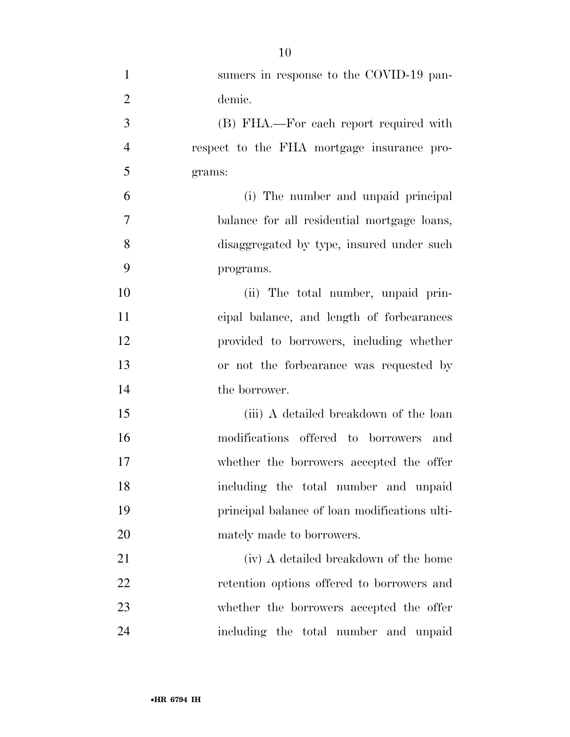sumers in response to the COVID-19 pandemic.

(B) FHA.—For each report required with respect to the FHA mortgage insurance programs:

(i) The number and unpaid principal balance for all residential mortgage loans, disaggregated by type, insured under such programs.

(ii) The total number, unpaid principal balance, and length of forbearances provided to borrowers, including whether or not the forbearance was requested by the borrower.

(iii) A detailed breakdown of the loan modifications offered to borrowers and whether the borrowers accepted the offer including the total number and unpaid principal balance of loan modifications ultimately made to borrowers.

(iv) A detailed breakdown of the home retention options offered to borrowers and whether the borrowers accepted the offer including the total number and unpaid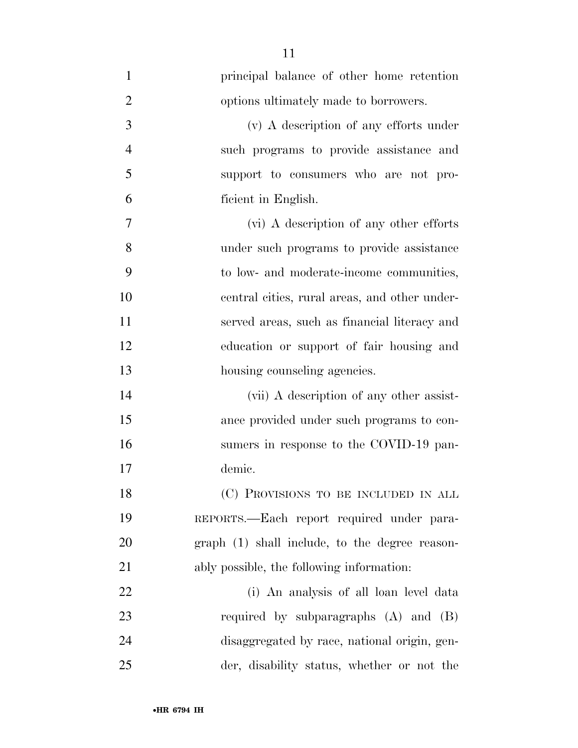principal balance of other home retention options ultimately made to borrowers.

(v) A description of any efforts under such programs to provide assistance and support to consumers who are not proficient in English.

(vi) A description of any other efforts under such programs to provide assistance to low- and moderate-income communities, central cities, rural areas, and other underserved areas, such as financial literacy and education or support of fair housing and housing counseling agencies.

(vii) A description of any other assistance provided under such programs to consumers in response to the COVID-19 pandemic.

(C) PROVISIONS TO BE INCLUDED IN ALL REPORTS.—Each report required under paragraph (1) shall include, to the degree reasonably possible, the following information:

(i) An analysis of all loan level data required by subparagraphs (A) and (B) disaggregated by race, national origin, gender, disability status, whether or not the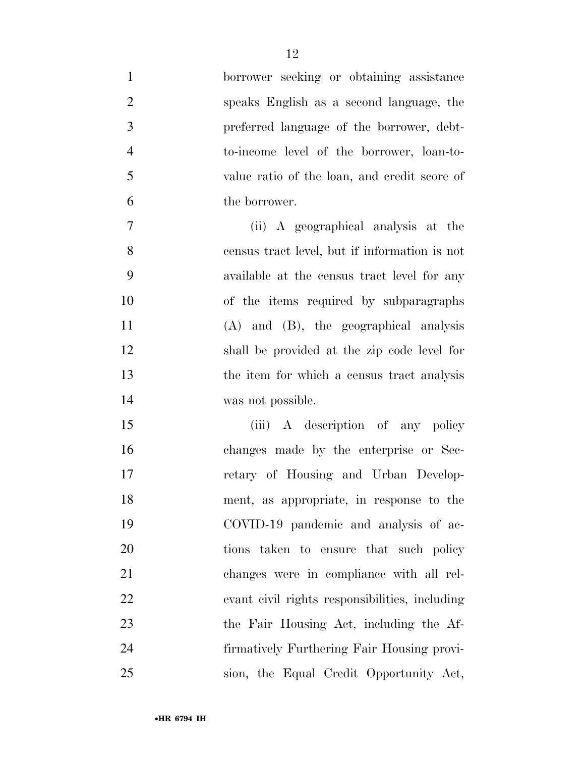borrower seeking or obtaining assistance speaks English as a second language, the preferred language of the borrower, debt-to-income level of the borrower, loan-to-value ratio of the loan, and credit score of the borrower.

(ii) A geographical analysis at the census tract level, but if information is not available at the census tract level for any of the items required by subparagraphs (A) and (B), the geographical analysis shall be provided at the zip code level for the item for which a census tract analysis was not possible.

(iii) A description of any policy changes made by the enterprise or Secretary of Housing and Urban Development, as appropriate, in response to the COVID-19 pandemic and analysis of actions taken to ensure that such policy changes were in compliance with all relevant civil rights responsibilities, including the Fair Housing Act, including the Affirmatively Furthering Fair Housing provision, the Equal Credit Opportunity Act,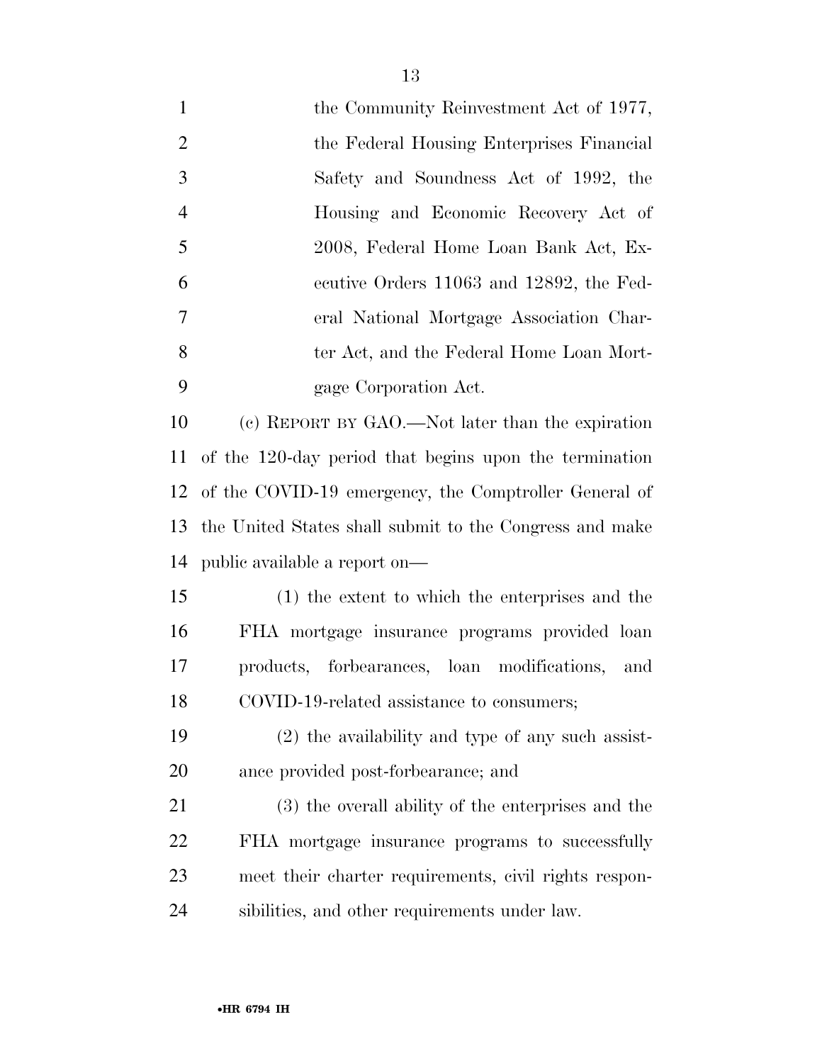the Community Reinvestment Act of 1977, the Federal Housing Enterprises Financial Safety and Soundness Act of 1992, the Housing and Economic Recovery Act of 2008, Federal Home Loan Bank Act, Executive Orders 11063 and 12892, the Federal National Mortgage Association Charter Act, and the Federal Home Loan Mortgage Corporation Act.

(c) REPORT BY GAO.—Not later than the expiration of the 120-day period that begins upon the termination of the COVID-19 emergency, the Comptroller General of the United States shall submit to the Congress and make public available a report on—

(1) the extent to which the enterprises and the FHA mortgage insurance programs provided loan products, forbearances, loan modifications, and COVID-19-related assistance to consumers;

(2) the availability and type of any such assistance provided post-forbearance; and

(3) the overall ability of the enterprises and the FHA mortgage insurance programs to successfully meet their charter requirements, civil rights responsibilities, and other requirements under law.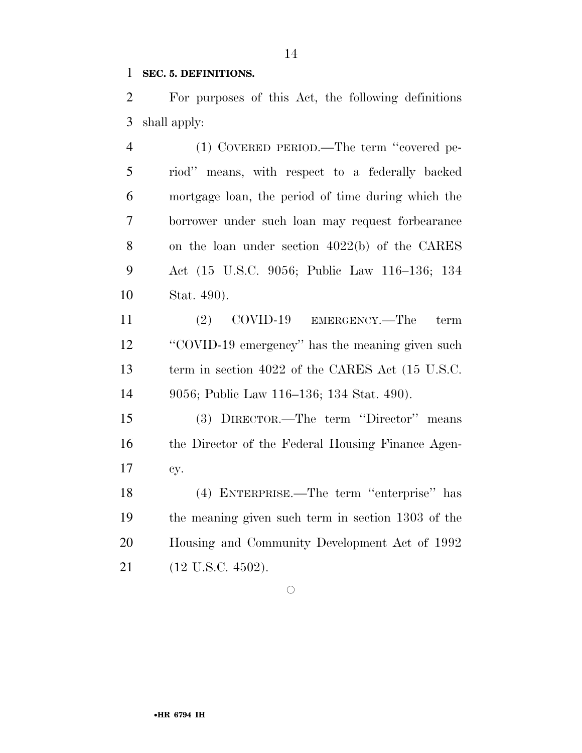**SEC. 5. DEFINITIONS.**

For purposes of this Act, the following definitions shall apply:

(1) COVERED PERIOD.—The term "covered period" means, with respect to a federally backed mortgage loan, the period of time during which the borrower under such loan may request forbearance on the loan under section 4022(b) of the CARES Act (15 U.S.C. 9056; Public Law 116–136; 134 Stat. 490).

(2) COVID-19 EMERGENCY.—The term "COVID-19 emergency" has the meaning given such term in section 4022 of the CARES Act (15 U.S.C. 9056; Public Law 116–136; 134 Stat. 490).

(3) DIRECTOR.—The term "Director" means the Director of the Federal Housing Finance Agency.

(4) ENTERPRISE.—The term "enterprise" has the meaning given such term in section 1303 of the Housing and Community Development Act of 1992 (12 U.S.C. 4502).

○